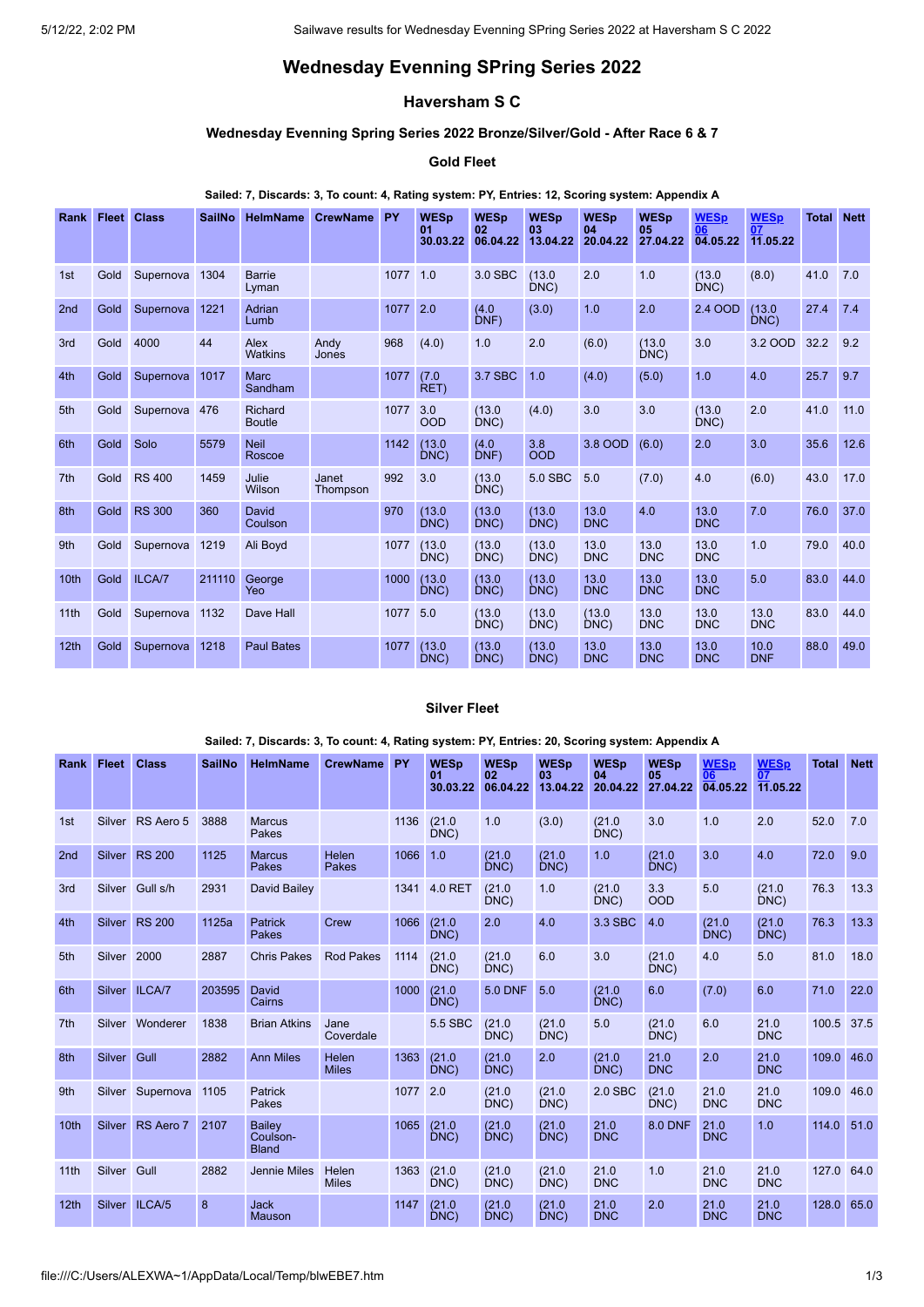# Wednesday Evenning SPring Series 2022

## Haversham S C

### Wednesday Evenning Spring Series 2022 Bronze/Silver/Gold - After Race 6 & 7

#### Gold Fleet

**Sailed: 7, Discards: 3, To count: 4, Rating system: PY, Entries: 12, Scoring system: Appendix A**

| Rank | Fleet | Class | SailNo | HelmName | CrewName | PY | WESp 01 30.03.22 | WESp 02 06.04.22 | WESp 03 13.04.22 | WESp 04 20.04.22 | WESp 05 27.04.22 | WESp 06 04.05.22 | WESp 07 11.05.22 | Total | Nett |
|---|---|---|---|---|---|---|---|---|---|---|---|---|---|---|---|
| 1st | Gold | Supernova | 1304 | Barrie Lyman | | 1077 | 1.0 | 3.0 SBC | (13.0 DNC) | 2.0 | 1.0 | (13.0 DNC) | (8.0) | 41.0 | 7.0 |
| 2nd | Gold | Supernova | 1221 | Adrian Lumb | | 1077 | 2.0 | (4.0 DNF) | (3.0) | 1.0 | 2.0 | 2.4 OOD | (13.0 DNC) | 27.4 | 7.4 |
| 3rd | Gold | 4000 | 44 | Alex Watkins | Andy Jones | 968 | (4.0) | 1.0 | 2.0 | (6.0) | (13.0 DNC) | 3.0 | 3.2 OOD | 32.2 | 9.2 |
| 4th | Gold | Supernova | 1017 | Marc Sandham | | 1077 | (7.0 RET) | 3.7 SBC | 1.0 | (4.0) | (5.0) | 1.0 | 4.0 | 25.7 | 9.7 |
| 5th | Gold | Supernova | 476 | Richard Boutle | | 1077 | 3.0 OOD | (13.0 DNC) | (4.0) | 3.0 | 3.0 | (13.0 DNC) | 2.0 | 41.0 | 11.0 |
| 6th | Gold | Solo | 5579 | Neil Roscoe | | 1142 | (13.0 DNC) | (4.0 DNF) | 3.8 OOD | 3.8 OOD | (6.0) | 2.0 | 3.0 | 35.6 | 12.6 |
| 7th | Gold | RS 400 | 1459 | Julie Wilson | Janet Thompson | 992 | 3.0 | (13.0 DNC) | 5.0 SBC | 5.0 | (7.0) | 4.0 | (6.0) | 43.0 | 17.0 |
| 8th | Gold | RS 300 | 360 | David Coulson | | 970 | (13.0 DNC) | (13.0 DNC) | (13.0 DNC) | 13.0 DNC | 4.0 | 13.0 DNC | 7.0 | 76.0 | 37.0 |
| 9th | Gold | Supernova | 1219 | Ali Boyd | | 1077 | (13.0 DNC) | (13.0 DNC) | (13.0 DNC) | 13.0 DNC | 13.0 DNC | 13.0 DNC | 1.0 | 79.0 | 40.0 |
| 10th | Gold | ILCA/7 | 211110 | George Yeo | | 1000 | (13.0 DNC) | (13.0 DNC) | (13.0 DNC) | 13.0 DNC | 13.0 DNC | 13.0 DNC | 5.0 | 83.0 | 44.0 |
| 11th | Gold | Supernova | 1132 | Dave Hall | | 1077 | 5.0 | (13.0 DNC) | (13.0 DNC) | (13.0 DNC) | 13.0 DNC | 13.0 DNC | 13.0 DNC | 83.0 | 44.0 |
| 12th | Gold | Supernova | 1218 | Paul Bates | | 1077 | (13.0 DNC) | (13.0 DNC) | (13.0 DNC) | 13.0 DNC | 13.0 DNC | 13.0 DNC | 10.0 DNF | 88.0 | 49.0 |

#### Silver Fleet

**Sailed: 7, Discards: 3, To count: 4, Rating system: PY, Entries: 20, Scoring system: Appendix A**

| Rank | Fleet | Class | SailNo | HelmName | CrewName | PY | WESp 01 30.03.22 | WESp 02 06.04.22 | WESp 03 13.04.22 | WESp 04 20.04.22 | WESp 05 27.04.22 | WESp 06 04.05.22 | WESp 07 11.05.22 | Total | Nett |
|---|---|---|---|---|---|---|---|---|---|---|---|---|---|---|---|
| 1st | Silver | RS Aero 5 | 3888 | Marcus Pakes | | 1136 | (21.0 DNC) | 1.0 | (3.0) | (21.0 DNC) | 3.0 | 1.0 | 2.0 | 52.0 | 7.0 |
| 2nd | Silver | RS 200 | 1125 | Marcus Pakes | Helen Pakes | 1066 | 1.0 | (21.0 DNC) | (21.0 DNC) | 1.0 | (21.0 DNC) | 3.0 | 4.0 | 72.0 | 9.0 |
| 3rd | Silver | Gull s/h | 2931 | David Bailey | | 1341 | 4.0 RET | (21.0 DNC) | 1.0 | (21.0 DNC) | 3.3 OOD | 5.0 | (21.0 DNC) | 76.3 | 13.3 |
| 4th | Silver | RS 200 | 1125a | Patrick Pakes | Crew | 1066 | (21.0 DNC) | 2.0 | 4.0 | 3.3 SBC | 4.0 | (21.0 DNC) | (21.0 DNC) | 76.3 | 13.3 |
| 5th | Silver | 2000 | 2887 | Chris Pakes | Rod Pakes | 1114 | (21.0 DNC) | (21.0 DNC) | 6.0 | 3.0 | (21.0 DNC) | 4.0 | 5.0 | 81.0 | 18.0 |
| 6th | Silver | ILCA/7 | 203595 | David Cairns | | 1000 | (21.0 DNC) | 5.0 DNF | 5.0 | (21.0 DNC) | 6.0 | (7.0) | 6.0 | 71.0 | 22.0 |
| 7th | Silver | Wonderer | 1838 | Brian Atkins | Jane Coverdale | | 5.5 SBC | (21.0 DNC) | (21.0 DNC) | 5.0 | (21.0 DNC) | 6.0 | 21.0 DNC | 100.5 | 37.5 |
| 8th | Silver | Gull | 2882 | Ann Miles | Helen Miles | 1363 | (21.0 DNC) | (21.0 DNC) | 2.0 | (21.0 DNC) | 21.0 DNC | 2.0 | 21.0 DNC | 109.0 | 46.0 |
| 9th | Silver | Supernova | 1105 | Patrick Pakes | | 1077 | 2.0 | (21.0 DNC) | (21.0 DNC) | 2.0 SBC | (21.0 DNC) | 21.0 DNC | 21.0 DNC | 109.0 | 46.0 |
| 10th | Silver | RS Aero 7 | 2107 | Bailey Coulson-Bland | | 1065 | (21.0 DNC) | (21.0 DNC) | (21.0 DNC) | 21.0 DNC | 8.0 DNF | 21.0 DNC | 1.0 | 114.0 | 51.0 |
| 11th | Silver | Gull | 2882 | Jennie Miles | Helen Miles | 1363 | (21.0 DNC) | (21.0 DNC) | (21.0 DNC) | 21.0 DNC | 1.0 | 21.0 DNC | 21.0 DNC | 127.0 | 64.0 |
| 12th | Silver | ILCA/5 | 8 | Jack Mauson | | 1147 | (21.0 DNC) | (21.0 DNC) | (21.0 DNC) | 21.0 DNC | 2.0 | 21.0 DNC | 21.0 DNC | 128.0 | 65.0 |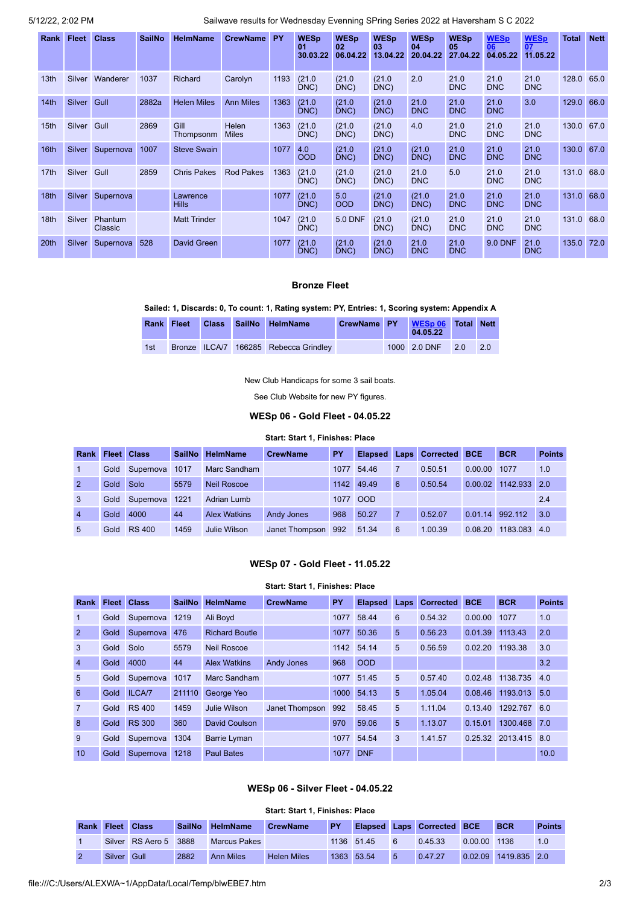| Rank | Fleet | Class | SailNo | HelmName | CrewName | PY | WESp 01 30.03.22 | WESp 02 06.04.22 | WESp 03 13.04.22 | WESp 04 20.04.22 | WESp 05 27.04.22 | WESp 06 04.05.22 | WESp 07 11.05.22 | Total | Nett |
|---|---|---|---|---|---|---|---|---|---|---|---|---|---|---|---|
| 13th | Silver | Wanderer | 1037 | Richard | Carolyn | 1193 | (21.0 DNC) | (21.0 DNC) | (21.0 DNC) | 2.0 | 21.0 DNC | 21.0 DNC | 21.0 DNC | 128.0 | 65.0 |
| 14th | Silver | Gull | 2882a | Helen Miles | Ann Miles | 1363 | (21.0 DNC) | (21.0 DNC) | (21.0 DNC) | 21.0 DNC | 21.0 DNC | 21.0 DNC | 3.0 | 129.0 | 66.0 |
| 15th | Silver | Gull | 2869 | Gill Thompsonm | Helen Miles | 1363 | (21.0 DNC) | (21.0 DNC) | (21.0 DNC) | 4.0 | 21.0 DNC | 21.0 DNC | 21.0 DNC | 130.0 | 67.0 |
| 16th | Silver | Supernova | 1007 | Steve Swain | | 1077 | 4.0 OOD | (21.0 DNC) | (21.0 DNC) | (21.0 DNC) | 21.0 DNC | 21.0 DNC | 21.0 DNC | 130.0 | 67.0 |
| 17th | Silver | Gull | 2859 | Chris Pakes | Rod Pakes | 1363 | (21.0 DNC) | (21.0 DNC) | (21.0 DNC) | 21.0 DNC | 5.0 | 21.0 DNC | 21.0 DNC | 131.0 | 68.0 |
| 18th | Silver | Supernova | | Lawrence Hills | | 1077 | (21.0 DNC) | 5.0 OOD | (21.0 DNC) | (21.0 DNC) | 21.0 DNC | 21.0 DNC | 21.0 DNC | 131.0 | 68.0 |
| 18th | Silver | Phantum Classic | | Matt Trinder | | 1047 | (21.0 DNC) | 5.0 DNF | (21.0 DNC) | (21.0 DNC) | 21.0 DNC | 21.0 DNC | 21.0 DNC | 131.0 | 68.0 |
| 20th | Silver | Supernova | 528 | David Green | | 1077 | (21.0 DNC) | (21.0 DNC) | (21.0 DNC) | 21.0 DNC | 21.0 DNC | 9.0 DNF | 21.0 DNC | 135.0 | 72.0 |

### Bronze Fleet

**Sailed: 1, Discards: 0, To count: 1, Rating system: PY, Entries: 1, Scoring system: Appendix A**

| Rank | Fleet | Class | SailNo | HelmName | CrewName | PY | WESp 06 04.05.22 | Total | Nett |
|---|---|---|---|---|---|---|---|---|---|
| 1st | Bronze | ILCA/7 | 166285 | Rebecca Grindley | | 1000 | 2.0 DNF | 2.0 | 2.0 |

New Club Handicaps for some 3 sail boats.

See Club Website for new PY figures.

### WESp 06 - Gold Fleet - 04.05.22

**Start: Start 1, Finishes: Place**

| Rank | Fleet | Class | SailNo | HelmName | CrewName | PY | Elapsed | Laps | Corrected | BCE | BCR | Points |
|---|---|---|---|---|---|---|---|---|---|---|---|---|
| 1 | Gold | Supernova | 1017 | Marc Sandham | | 1077 | 54.46 | 7 | 0.50.51 | 0.00.00 | 1077 | 1.0 |
| 2 | Gold | Solo | 5579 | Neil Roscoe | | 1142 | 49.49 | 6 | 0.50.54 | 0.00.02 | 1142.933 | 2.0 |
| 3 | Gold | Supernova | 1221 | Adrian Lumb | | 1077 | OOD | | | | | 2.4 |
| 4 | Gold | 4000 | 44 | Alex Watkins | Andy Jones | 968 | 50.27 | 7 | 0.52.07 | 0.01.14 | 992.112 | 3.0 |
| 5 | Gold | RS 400 | 1459 | Julie Wilson | Janet Thompson | 992 | 51.34 | 6 | 1.00.39 | 0.08.20 | 1183.083 | 4.0 |

### WESp 07 - Gold Fleet - 11.05.22

**Start: Start 1, Finishes: Place**

| Rank | Fleet | Class | SailNo | HelmName | CrewName | PY | Elapsed | Laps | Corrected | BCE | BCR | Points |
|---|---|---|---|---|---|---|---|---|---|---|---|---|
| 1 | Gold | Supernova | 1219 | Ali Boyd | | 1077 | 58.44 | 6 | 0.54.32 | 0.00.00 | 1077 | 1.0 |
| 2 | Gold | Supernova | 476 | Richard Boutle | | 1077 | 50.36 | 5 | 0.56.23 | 0.01.39 | 1113.43 | 2.0 |
| 3 | Gold | Solo | 5579 | Neil Roscoe | | 1142 | 54.14 | 5 | 0.56.59 | 0.02.20 | 1193.38 | 3.0 |
| 4 | Gold | 4000 | 44 | Alex Watkins | Andy Jones | 968 | OOD | | | | | 3.2 |
| 5 | Gold | Supernova | 1017 | Marc Sandham | | 1077 | 51.45 | 5 | 0.57.40 | 0.02.48 | 1138.735 | 4.0 |
| 6 | Gold | ILCA/7 | 211110 | George Yeo | | 1000 | 54.13 | 5 | 1.05.04 | 0.08.46 | 1193.013 | 5.0 |
| 7 | Gold | RS 400 | 1459 | Julie Wilson | Janet Thompson | 992 | 58.45 | 5 | 1.11.04 | 0.13.40 | 1292.767 | 6.0 |
| 8 | Gold | RS 300 | 360 | David Coulson | | 970 | 59.06 | 5 | 1.13.07 | 0.15.01 | 1300.468 | 7.0 |
| 9 | Gold | Supernova | 1304 | Barrie Lyman | | 1077 | 54.54 | 3 | 1.41.57 | 0.25.32 | 2013.415 | 8.0 |
| 10 | Gold | Supernova | 1218 | Paul Bates | | 1077 | DNF | | | | | 10.0 |

### WESp 06 - Silver Fleet - 04.05.22

**Start: Start 1, Finishes: Place**

| Rank | Fleet | Class | SailNo | HelmName | CrewName | PY | Elapsed | Laps | Corrected | BCE | BCR | Points |
|---|---|---|---|---|---|---|---|---|---|---|---|---|
| 1 | Silver | RS Aero 5 | 3888 | Marcus Pakes | | 1136 | 51.45 | 6 | 0.45.33 | 0.00.00 | 1136 | 1.0 |
| 2 | Silver | Gull | 2882 | Ann Miles | Helen Miles | 1363 | 53.54 | 5 | 0.47.27 | 0.02.09 | 1419.835 | 2.0 |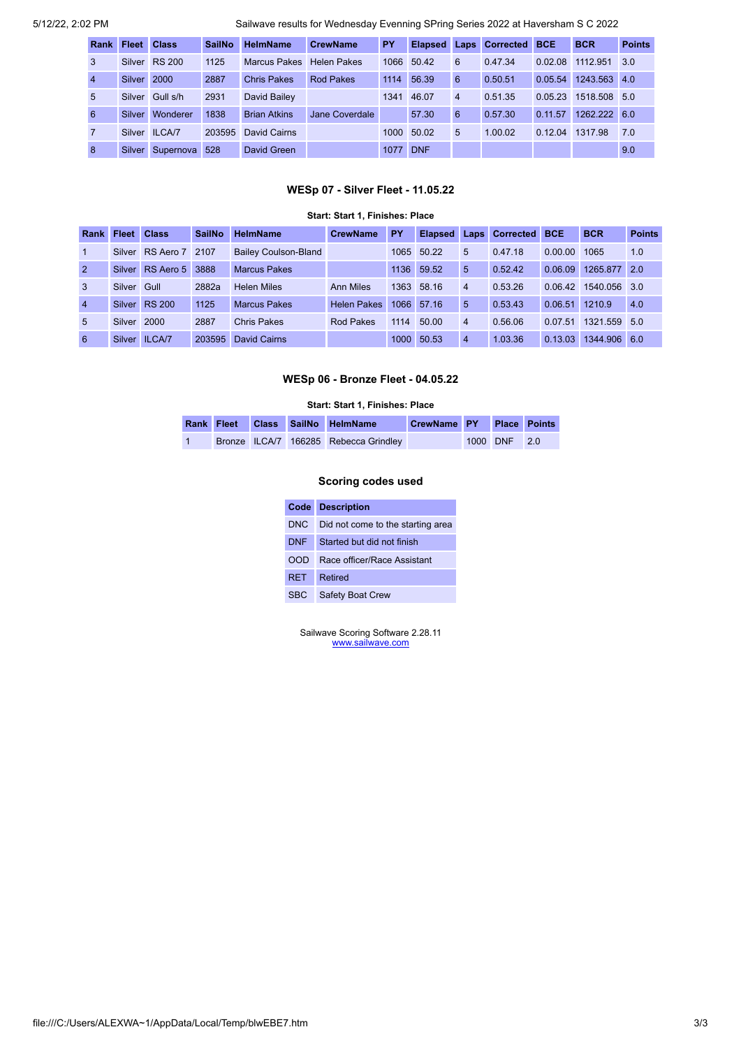| Rank | Fleet | Class | SailNo | HelmName | CrewName | PY | Elapsed | Laps | Corrected | BCE | BCR | Points |
|---|---|---|---|---|---|---|---|---|---|---|---|---|
| 3 | Silver | RS 200 | 1125 | Marcus Pakes | Helen Pakes | 1066 | 50.42 | 6 | 0.47.34 | 0.02.08 | 1112.951 | 3.0 |
| 4 | Silver | 2000 | 2887 | Chris Pakes | Rod Pakes | 1114 | 56.39 | 6 | 0.50.51 | 0.05.54 | 1243.563 | 4.0 |
| 5 | Silver | Gull s/h | 2931 | David Bailey | | 1341 | 46.07 | 4 | 0.51.35 | 0.05.23 | 1518.508 | 5.0 |
| 6 | Silver | Wonderer | 1838 | Brian Atkins | Jane Coverdale | | 57.30 | 6 | 0.57.30 | 0.11.57 | 1262.222 | 6.0 |
| 7 | Silver | ILCA/7 | 203595 | David Cairns | | 1000 | 50.02 | 5 | 1.00.02 | 0.12.04 | 1317.98 | 7.0 |
| 8 | Silver | Supernova | 528 | David Green | | 1077 | DNF | | | | | 9.0 |

### WESp 07 - Silver Fleet - 11.05.22

**Start: Start 1, Finishes: Place**

| Rank | Fleet | Class | SailNo | HelmName | CrewName | PY | Elapsed | Laps | Corrected | BCE | BCR | Points |
|---|---|---|---|---|---|---|---|---|---|---|---|---|
| 1 | Silver | RS Aero 7 | 2107 | Bailey Coulson-Bland | | 1065 | 50.22 | 5 | 0.47.18 | 0.00.00 | 1065 | 1.0 |
| 2 | Silver | RS Aero 5 | 3888 | Marcus Pakes | | 1136 | 59.52 | 5 | 0.52.42 | 0.06.09 | 1265.877 | 2.0 |
| 3 | Silver | Gull | 2882a | Helen Miles | Ann Miles | 1363 | 58.16 | 4 | 0.53.26 | 0.06.42 | 1540.056 | 3.0 |
| 4 | Silver | RS 200 | 1125 | Marcus Pakes | Helen Pakes | 1066 | 57.16 | 5 | 0.53.43 | 0.06.51 | 1210.9 | 4.0 |
| 5 | Silver | 2000 | 2887 | Chris Pakes | Rod Pakes | 1114 | 50.00 | 4 | 0.56.06 | 0.07.51 | 1321.559 | 5.0 |
| 6 | Silver | ILCA/7 | 203595 | David Cairns | | 1000 | 50.53 | 4 | 1.03.36 | 0.13.03 | 1344.906 | 6.0 |

### WESp 06 - Bronze Fleet - 04.05.22

**Start: Start 1, Finishes: Place**

| Rank | Fleet | Class | SailNo | HelmName | CrewName | PY | Place | Points |
|---|---|---|---|---|---|---|---|---|
| 1 | Bronze | ILCA/7 | 166285 | Rebecca Grindley | | 1000 | DNF | 2.0 |

### Scoring codes used

| Code | Description |
|---|---|
| DNC | Did not come to the starting area |
| DNF | Started but did not finish |
| OOD | Race officer/Race Assistant |
| RET | Retired |
| SBC | Safety Boat Crew |

Sailwave Scoring Software 2.28.11
www.sailwave.com